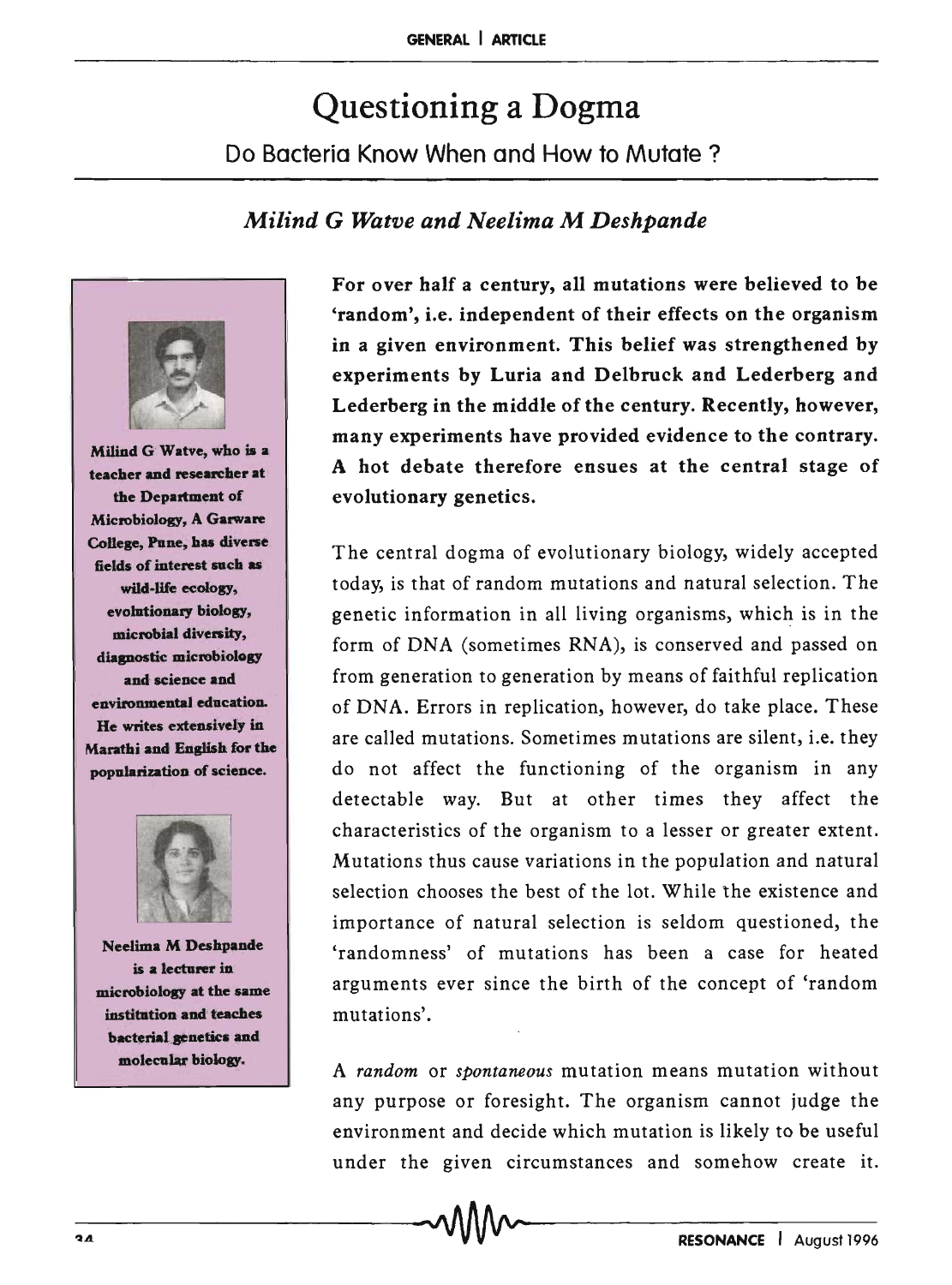# Questioning a Dogma

## Do Bacteria Know When and How to Mutate ?

### *Milind G Watve and Neelima M Deshpande*

Milind G Watve, who is a teacher and researcher at the Department of Microbiology, A Garware College, Pune, has diverse fields of interest such as wild-life ecology, evolutionary biology, microbial diversity, diagnostic microbiology and science and environmental education. He writes extensively in Marathi and English for the popularization of science.

Neelima M Deshpande is a lecturer in microbiology at the same institution and teaches bacterial genetics and molecular biology.

**For over half a century, all mutations were believed to be 'random', i.e. independent of their effects on the organism in a given environment. This belief was strengthened by experiments by Luria and Delbruck and Lederberg and Lederberg in the middle of the century. Recently, however, many experiments have provided evidence to the contrary. A hot debate therefore ensues at the central stage of evolutionary genetics.**

The central dogma of evolutionary biology, widely accepted today, is that of random mutations and natural selection. The genetic information in all living organisms, which is in the form of DNA (sometimes RNA), is conserved and passed on from generation to generation by means of faithful replication of DNA. Errors in replication, however, do take place. These are called mutations. Sometimes mutations are silent, i.e. they do not affect the functioning of the organism in any detectable way. But at other times they affect the characteristics of the organism to a lesser or greater extent. Mutations thus cause variations in the population and natural selection chooses the best of the lot. While the existence and importance of natural selection is seldom questioned, the 'randomness' of mutations has been a case for heated arguments ever since the birth of the concept of 'random mutations'.

A *random* or *spontaneous* mutation means mutation without any purpose or foresight. The organism cannot judge the environment and decide which mutation is likely to be useful under the given circumstances and somehow create it.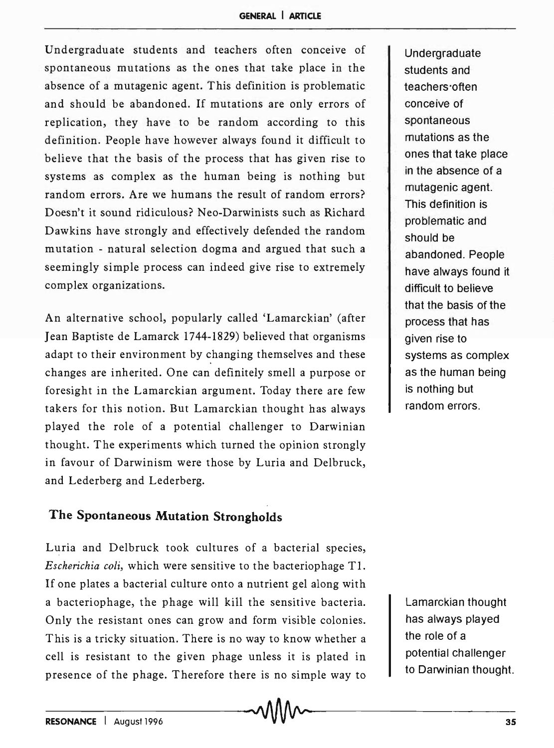Undergraduate students and teachers often conceive of spontaneous mutations as the ones that take place in the absence of a mutagenic agent. This definition is problematic and should be abandoned. If mutations are only errors of replication, they have to be random according to this definition. People have however always found it difficult to believe that the basis of the process that has given rise to systems as complex as the human being is nothing but random errors. Are we humans the result of random errors? Doesn't it sound ridiculous? Neo-Darwinists such as Richard Dawkins have strongly and effectively defended the random mutation - natural selection dogma and argued that such a seemingly simple process can indeed give rise to extremely complex organizations.

Undergraduate students and teachers often conceive of spontaneous mutations as the ones that take place in the absence of a mutagenic agent. This definition is problematic and should be abandoned. People have always found it difficult to believe that the basis of the process that has given rise to systems as complex as the human being is nothing but random errors.

An alternative school, popularly called 'Lamarckian' (after Jean Baptiste de Lamarck 1744-1829) believed that organisms adapt to their environment by changing themselves and these changes are inherited. One can definitely smell a purpose or foresight in the Lamarckian argument. Today there are few takers for this notion. But Lamarckian thought has always played the role of a potential challenger to Darwinian thought. The experiments which turned the opinion strongly in favour of Darwinism were those by Luria and Delbruck, and Lederberg and Lederberg.

## The Spontaneous Mutation Strongholds

Luria and Delbruck took cultures of a bacterial species, *Escherichia coli*, which were sensitive to the bacteriophage T1. If one plates a bacterial culture onto a nutrient gel along with a bacteriophage, the phage will kill the sensitive bacteria. Only the resistant ones can grow and form visible colonies. This is a tricky situation. There is no way to know whether a cell is resistant to the given phage unless it is plated in presence of the phage. Therefore there is no simple way to

Lamarckian thought has always played the role of a potential challenger to Darwinian thought.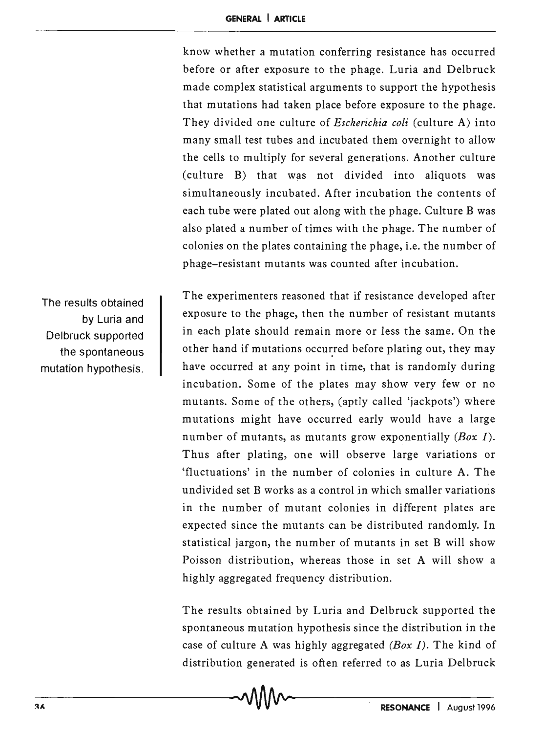know whether a mutation conferring resistance has occurred before or after exposure to the phage. Luria and Delbruck made complex statistical arguments to support the hypothesis that mutations had taken place before exposure to the phage. They divided one culture of *Escherichia coli* (culture A) into many small test tubes and incubated them overnight to allow the cells to multiply for several generations. Another culture (culture B) that was not divided into aliquots was simultaneously incubated. After incubation the contents of each tube were plated out along with the phage. Culture B was also plated a number of times with the phage. The number of colonies on the plates containing the phage, i.e. the number of phage-resistant mutants was counted after incubation.

The results obtained by Luria and Delbruck supported the spontaneous mutation hypothesis.

The experimenters reasoned that if resistance developed after exposure to the phage, then the number of resistant mutants in each plate should remain more or less the same. On the other hand if mutations occurred before plating out, they may have occurred at any point in time, that is randomly during incubation. Some of the plates may show very few or no mutants. Some of the others, (aptly called 'jackpots') where mutations might have occurred early would have a large number of mutants, as mutants grow exponentially (*Box 1*). Thus after plating, one will observe large variations or 'fluctuations' in the number of colonies in culture A. The undivided set B works as a control in which smaller variations in the number of mutant colonies in different plates are expected since the mutants can be distributed randomly. In statistical jargon, the number of mutants in set B will show Poisson distribution, whereas those in set A will show a highly aggregated frequency distribution.

The results obtained by Luria and Delbruck supported the spontaneous mutation hypothesis since the distribution in the case of culture A was highly aggregated (*Box 1*). The kind of distribution generated is often referred to as Luria Delbruck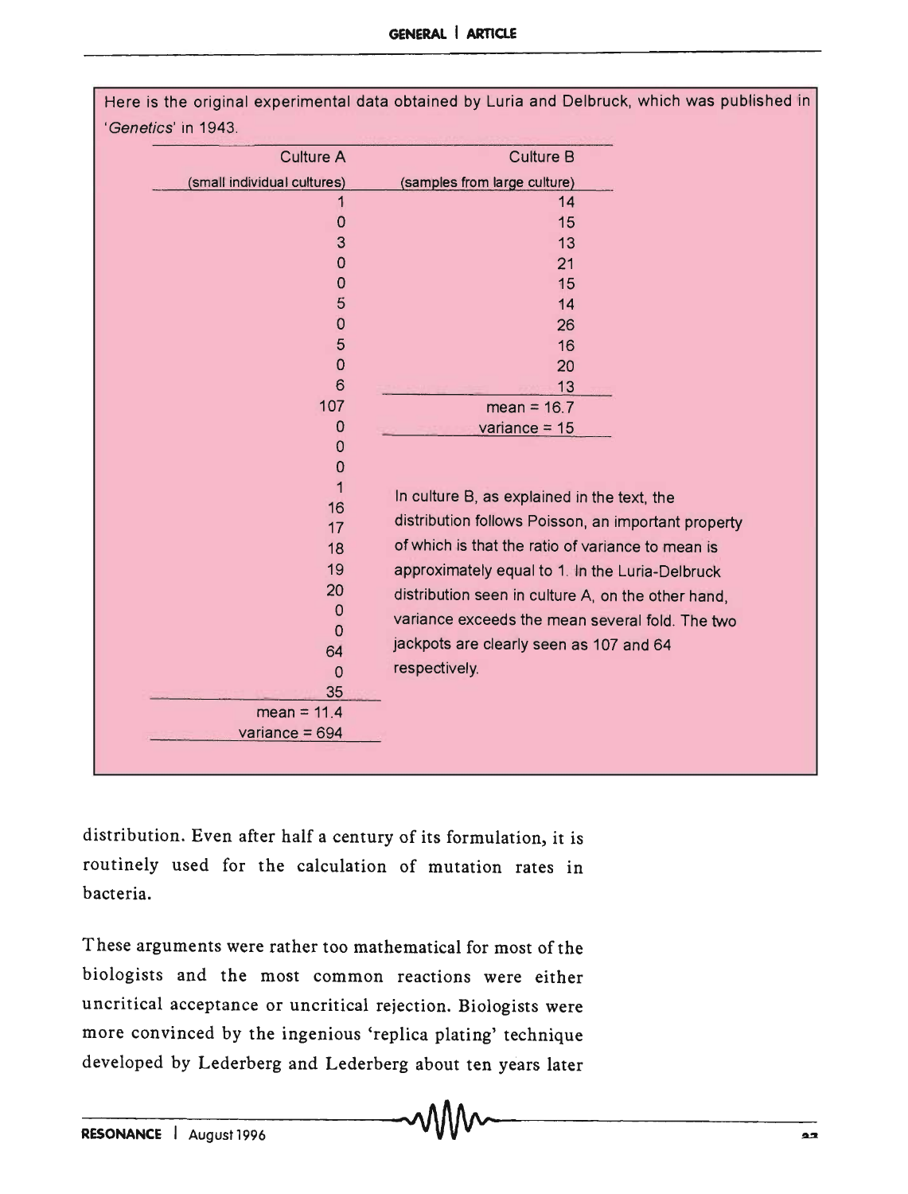Here is the original experimental data obtained by Luria and Delbruck, which was published in '*Genetics*' in 1943.

| Culture A (small individual cultures) | Culture B (samples from large culture) |
|---|---|
| 1 | 14 |
| 0 | 15 |
| 3 | 13 |
| 0 | 21 |
| 0 | 15 |
| 5 | 14 |
| 0 | 26 |
| 5 | 16 |
| 0 | 20 |
| 6 | 13 |
| 107 | mean = 16.7 |
| 0 | variance = 15 |
| 0 | |
| 0 | |
| 1 | |
| 16 | |
| 17 | |
| 18 | |
| 19 | |
| 20 | |
| 0 | |
| 0 | |
| 64 | |
| 0 | |
| 35 | |
| mean = 11.4 | |
| variance = 694 | |

In culture B, as explained in the text, the distribution follows Poisson, an important property of which is that the ratio of variance to mean is approximately equal to 1. In the Luria-Delbruck distribution seen in culture A, on the other hand, variance exceeds the mean several fold. The two jackpots are clearly seen as 107 and 64 respectively.

distribution. Even after half a century of its formulation, it is routinely used for the calculation of mutation rates in bacteria.

These arguments were rather too mathematical for most of the biologists and the most common reactions were either uncritical acceptance or uncritical rejection. Biologists were more convinced by the ingenious 'replica plating' technique developed by Lederberg and Lederberg about ten years later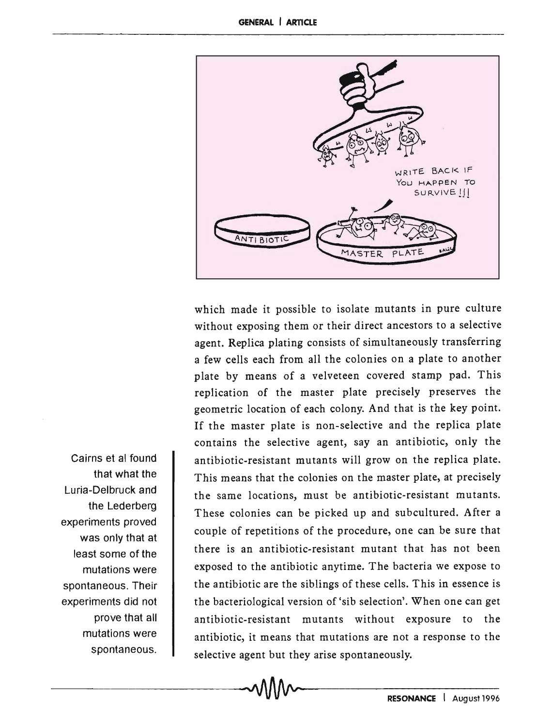which made it possible to isolate mutants in pure culture without exposing them or their direct ancestors to a selective agent. Replica plating consists of simultaneously transferring a few cells each from all the colonies on a plate to another plate by means of a velveteen covered stamp pad. This replication of the master plate precisely preserves the geometric location of each colony. And that is the key point. If the master plate is non-selective and the replica plate contains the selective agent, say an antibiotic, only the antibiotic-resistant mutants will grow on the replica plate. This means that the colonies on the master plate, at precisely the same locations, must be antibiotic-resistant mutants. These colonies can be picked up and subcultured. After a couple of repetitions of the procedure, one can be sure that there is an antibiotic-resistant mutant that has not been exposed to the antibiotic anytime. The bacteria we expose to the antibiotic are the siblings of these cells. This in essence is the bacteriological version of 'sib selection'. When one can get antibiotic-resistant mutants without exposure to the antibiotic, it means that mutations are not a response to the selective agent but they arise spontaneously.

Cairns et al found that what the Luria-Delbruck and the Lederberg experiments proved was only that at least some of the mutations were spontaneous. Their experiments did not prove that all mutations were spontaneous.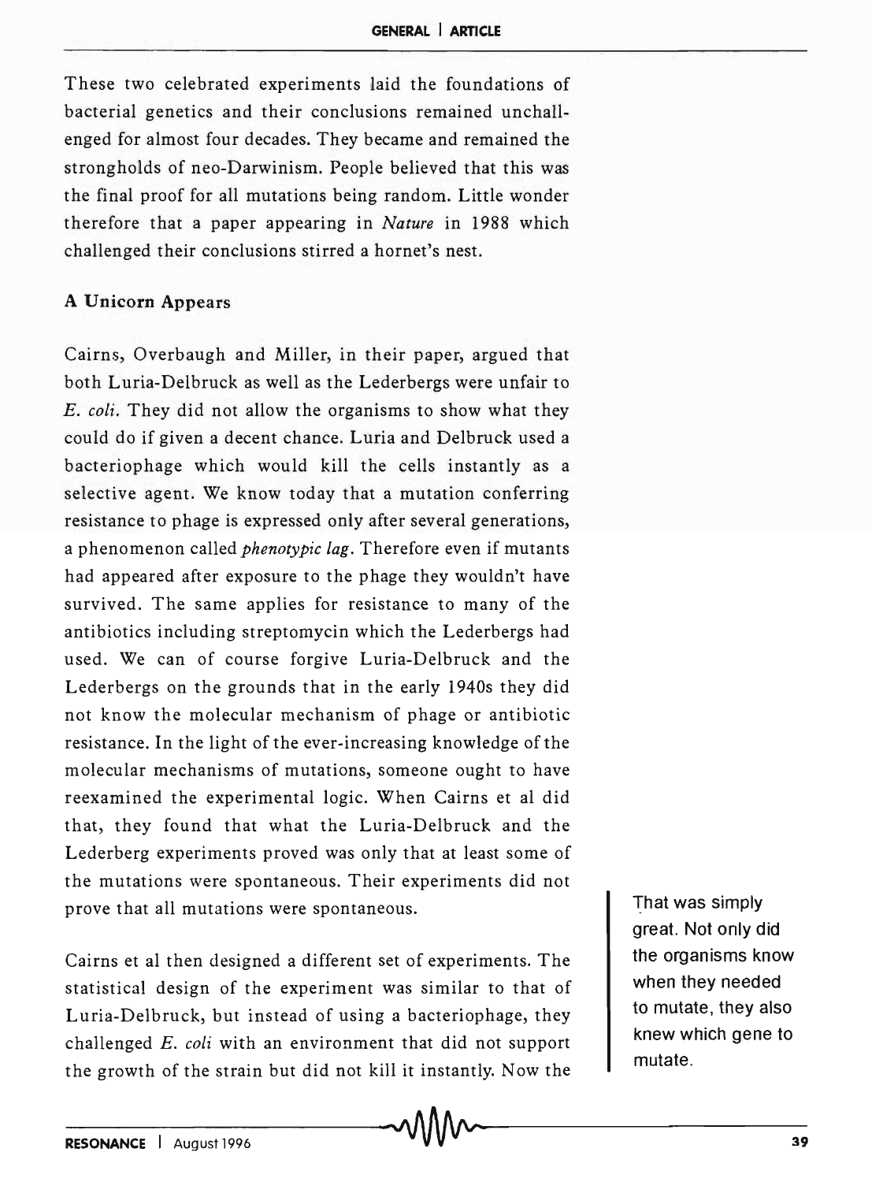These two celebrated experiments laid the foundations of bacterial genetics and their conclusions remained unchallenged for almost four decades. They became and remained the strongholds of neo-Darwinism. People believed that this was the final proof for all mutations being random. Little wonder therefore that a paper appearing in *Nature* in 1988 which challenged their conclusions stirred a hornet's nest.

## A Unicorn Appears

Cairns, Overbaugh and Miller, in their paper, argued that both Luria-Delbruck as well as the Lederbergs were unfair to *E. coli*. They did not allow the organisms to show what they could do if given a decent chance. Luria and Delbruck used a bacteriophage which would kill the cells instantly as a selective agent. We know today that a mutation conferring resistance to phage is expressed only after several generations, a phenomenon called *phenotypic lag*. Therefore even if mutants had appeared after exposure to the phage they wouldn't have survived. The same applies for resistance to many of the antibiotics including streptomycin which the Lederbergs had used. We can of course forgive Luria-Delbruck and the Lederbergs on the grounds that in the early 1940s they did not know the molecular mechanism of phage or antibiotic resistance. In the light of the ever-increasing knowledge of the molecular mechanisms of mutations, someone ought to have reexamined the experimental logic. When Cairns et al did that, they found that what the Luria-Delbruck and the Lederberg experiments proved was only that at least some of the mutations were spontaneous. Their experiments did not prove that all mutations were spontaneous.

> That was simply great. Not only did the organisms know when they needed to mutate, they also knew which gene to mutate.

Cairns et al then designed a different set of experiments. The statistical design of the experiment was similar to that of Luria-Delbruck, but instead of using a bacteriophage, they challenged *E. coli* with an environment that did not support the growth of the strain but did not kill it instantly. Now the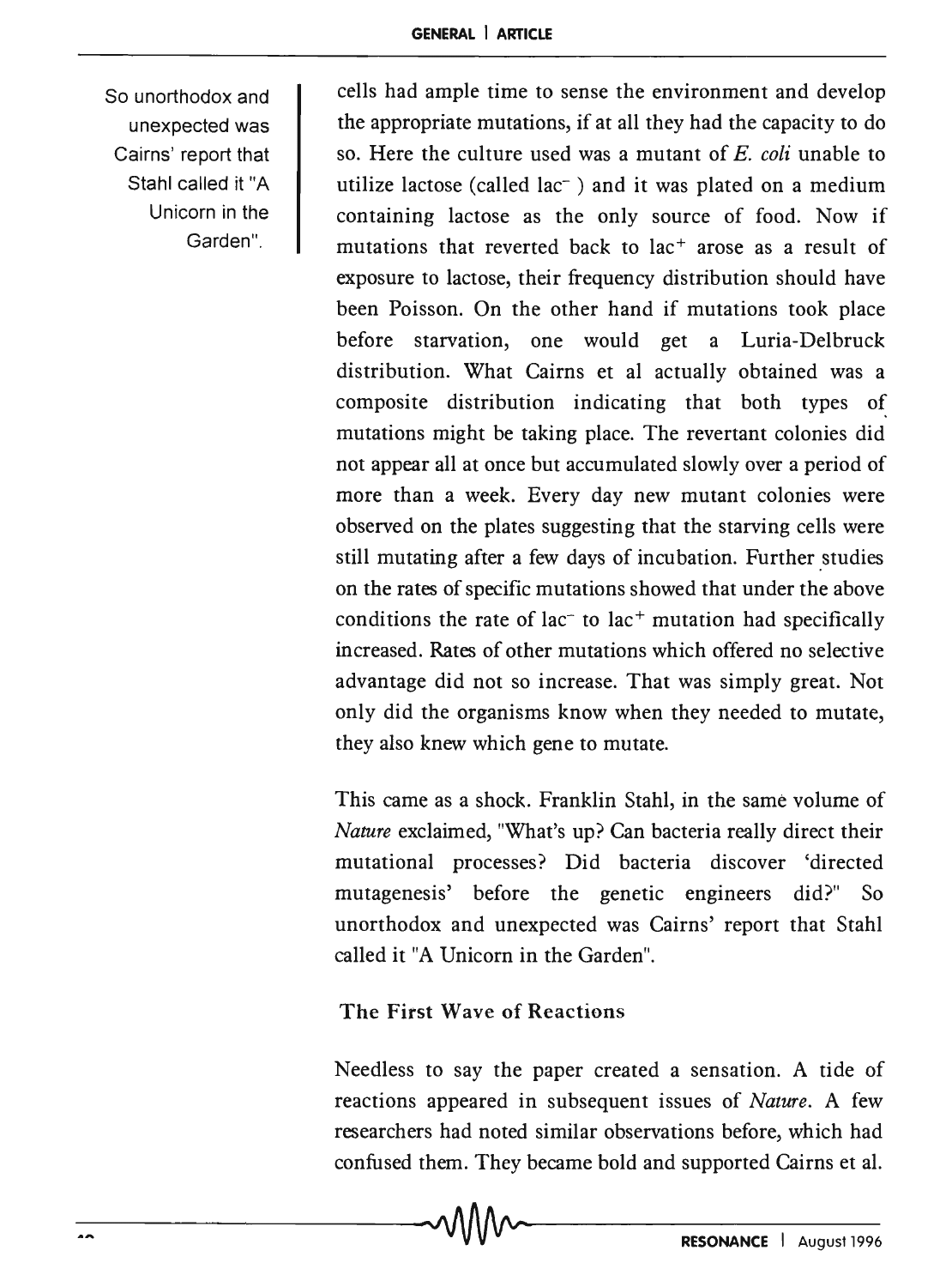cells had ample time to sense the environment and develop the appropriate mutations, if at all they had the capacity to do so. Here the culture used was a mutant of *E. coli* unable to utilize lactose (called lac$^-$) and it was plated on a medium containing lactose as the only source of food. Now if mutations that reverted back to lac$^+$ arose as a result of exposure to lactose, their frequency distribution should have been Poisson. On the other hand if mutations took place before starvation, one would get a Luria-Delbruck distribution. What Cairns et al actually obtained was a composite distribution indicating that both types of mutations might be taking place. The revertant colonies did not appear all at once but accumulated slowly over a period of more than a week. Every day new mutant colonies were observed on the plates suggesting that the starving cells were still mutating after a few days of incubation. Further studies on the rates of specific mutations showed that under the above conditions the rate of lac$^-$ to lac$^+$ mutation had specifically increased. Rates of other mutations which offered no selective advantage did not so increase. That was simply great. Not only did the organisms know when they needed to mutate, they also knew which gene to mutate.

So unorthodox and unexpected was Cairns' report that Stahl called it "A Unicorn in the Garden".

This came as a shock. Franklin Stahl, in the same volume of *Nature* exclaimed, "What's up? Can bacteria really direct their mutational processes? Did bacteria discover 'directed mutagenesis' before the genetic engineers did?" So unorthodox and unexpected was Cairns' report that Stahl called it "A Unicorn in the Garden".

## The First Wave of Reactions

Needless to say the paper created a sensation. A tide of reactions appeared in subsequent issues of *Nature*. A few researchers had noted similar observations before, which had confused them. They became bold and supported Cairns et al.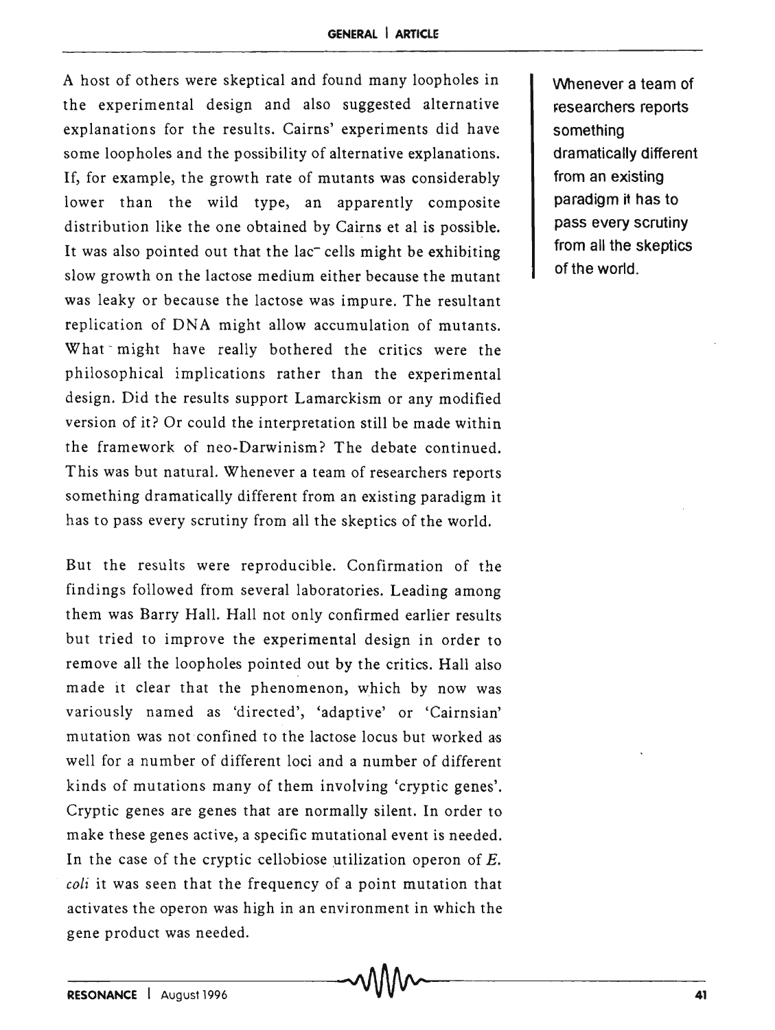A host of others were skeptical and found many loopholes in the experimental design and also suggested alternative explanations for the results. Cairns' experiments did have some loopholes and the possibility of alternative explanations. If, for example, the growth rate of mutants was considerably lower than the wild type, an apparently composite distribution like the one obtained by Cairns et al is possible. It was also pointed out that the lac$^{-}$ cells might be exhibiting slow growth on the lactose medium either because the mutant was leaky or because the lactose was impure. The resultant replication of DNA might allow accumulation of mutants. What might have really bothered the critics were the philosophical implications rather than the experimental design. Did the results support Lamarckism or any modified version of it? Or could the interpretation still be made within the framework of neo-Darwinism? The debate continued. This was but natural. Whenever a team of researchers reports something dramatically different from an existing paradigm it has to pass every scrutiny from all the skeptics of the world.

> Whenever a team of researchers reports something dramatically different from an existing paradigm it has to pass every scrutiny from all the skeptics of the world.

But the results were reproducible. Confirmation of the findings followed from several laboratories. Leading among them was Barry Hall. Hall not only confirmed earlier results but tried to improve the experimental design in order to remove all the loopholes pointed out by the critics. Hall also made it clear that the phenomenon, which by now was variously named as 'directed', 'adaptive' or 'Cairnsian' mutation was not confined to the lactose locus but worked as well for a number of different loci and a number of different kinds of mutations many of them involving 'cryptic genes'. Cryptic genes are genes that are normally silent. In order to make these genes active, a specific mutational event is needed. In the case of the cryptic cellobiose utilization operon of *E. coli* it was seen that the frequency of a point mutation that activates the operon was high in an environment in which the gene product was needed.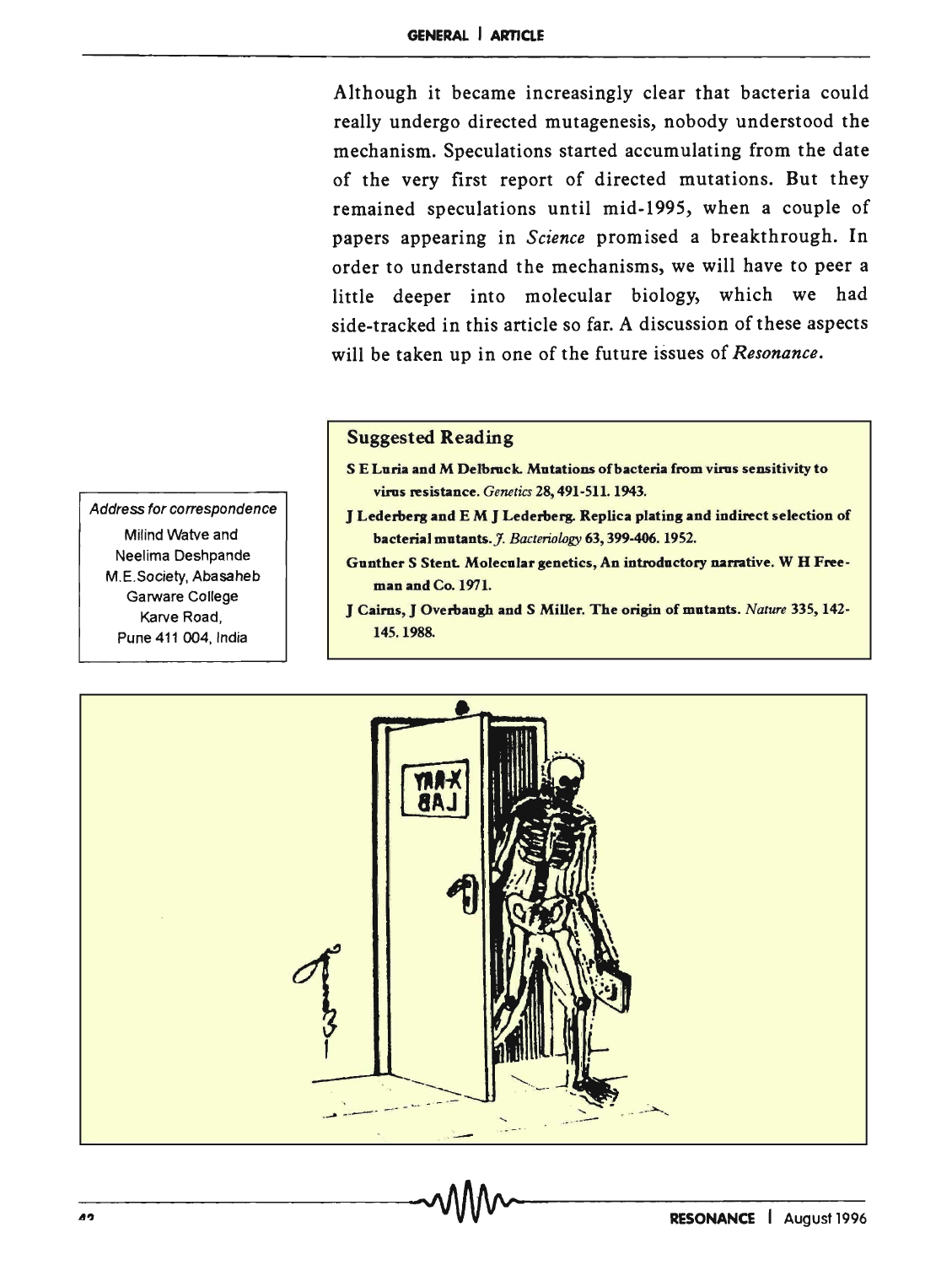Although it became increasingly clear that bacteria could really undergo directed mutagenesis, nobody understood the mechanism. Speculations started accumulating from the date of the very first report of directed mutations. But they remained speculations until mid-1995, when a couple of papers appearing in *Science* promised a breakthrough. In order to understand the mechanisms, we will have to peer a little deeper into molecular biology, which we had side-tracked in this article so far. A discussion of these aspects will be taken up in one of the future issues of *Resonance*.

*Address for correspondence*
Milind Watve and
Neelima Deshpande
M.E.Society, Abasaheb
Garware College
Karve Road,
Pune 411 004, India

## Suggested Reading

**S E Luria and M Delbruck. Mutations of bacteria from virus sensitivity to virus resistance.** *Genetics* **28, 491-511. 1943.**

**J Lederberg and E M J Lederberg. Replica plating and indirect selection of bacterial mutants.** *J. Bacteriology* **63, 399-406. 1952.**

**Gunther S Stent. Molecular genetics, An introductory narrative. W H Freeman and Co. 1971.**

**J Cairns, J Overbaugh and S Miller. The origin of mutants.** *Nature* **335, 142-145. 1988.**